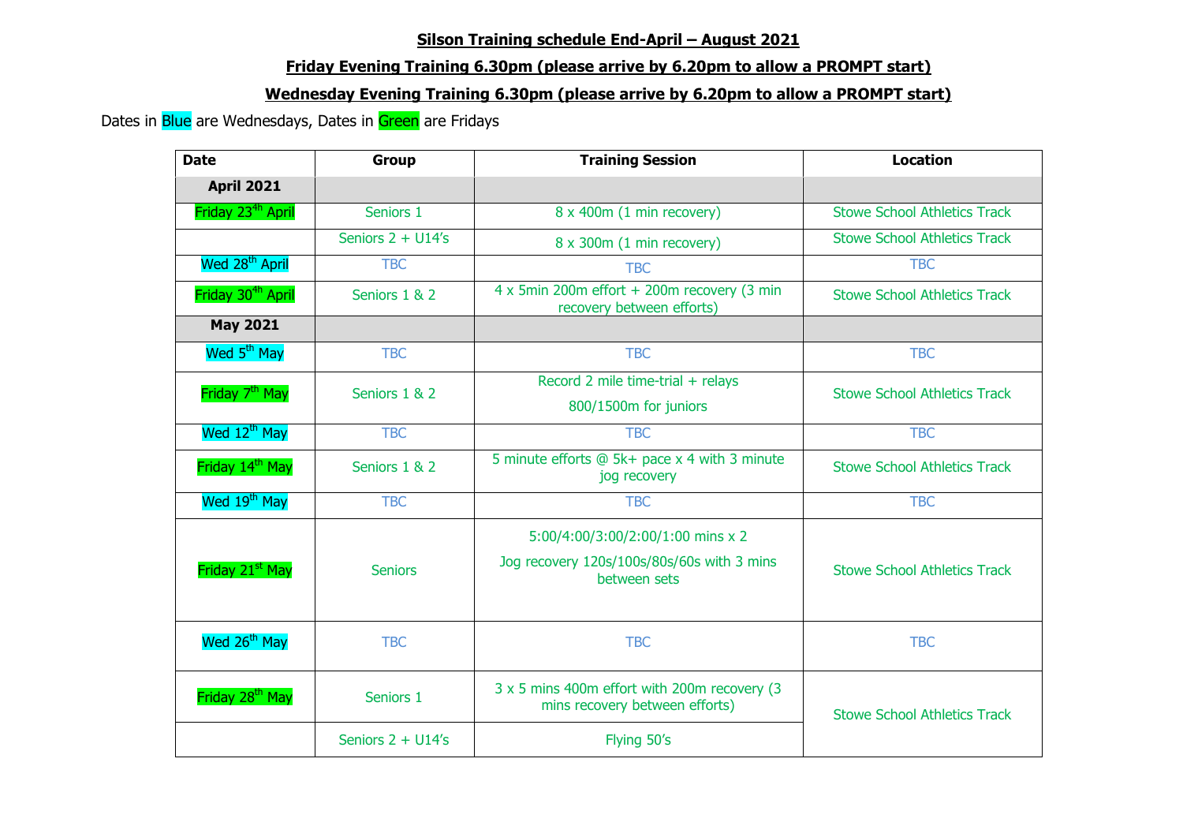## Silson Training schedule End-April – August 2021

**Friday Evening Training 6.30pm (please arrive by 6.20pm to allow a PROMPT start)**

**Wednesday Evening Training 6.30pm (please arrive by 6.20pm to allow a PROMPT start)**

Dates in Blue are Wednesdays, Dates in Green are Fridays

| Date | Group | Training Session | Location |
|---|---|---|---|
| **April 2021** | | | |
| Friday 23[4h] April | Seniors 1 | 8 x 400m (1 min recovery) | Stowe School Athletics Track |
| | Seniors 2 + U14's | 8 x 300m (1 min recovery) | Stowe School Athletics Track |
| Wed 28th April | TBC | TBC | TBC |
| Friday 30[4h] April | Seniors 1 & 2 | 4 x 5min 200m effort + 200m recovery (3 min recovery between efforts) | Stowe School Athletics Track |
| **May 2021** | | | |
| Wed 5th May | TBC | TBC | TBC |
| Friday 7th May | Seniors 1 & 2 | Record 2 mile time-trial + relays<br>800/1500m for juniors | Stowe School Athletics Track |
| Wed 12th May | TBC | TBC | TBC |
| Friday 14th May | Seniors 1 & 2 | 5 minute efforts @ 5k+ pace x 4 with 3 minute jog recovery | Stowe School Athletics Track |
| Wed 19th May | TBC | TBC | TBC |
| Friday 21st May | Seniors | 5:00/4:00/3:00/2:00/1:00 mins x 2<br>Jog recovery 120s/100s/80s/60s with 3 mins between sets | Stowe School Athletics Track |
| Wed 26th May | TBC | TBC | TBC |
| Friday 28th May | Seniors 1 | 3 x 5 mins 400m effort with 200m recovery (3 mins recovery between efforts) | Stowe School Athletics Track |
| | Seniors 2 + U14's | Flying 50's | |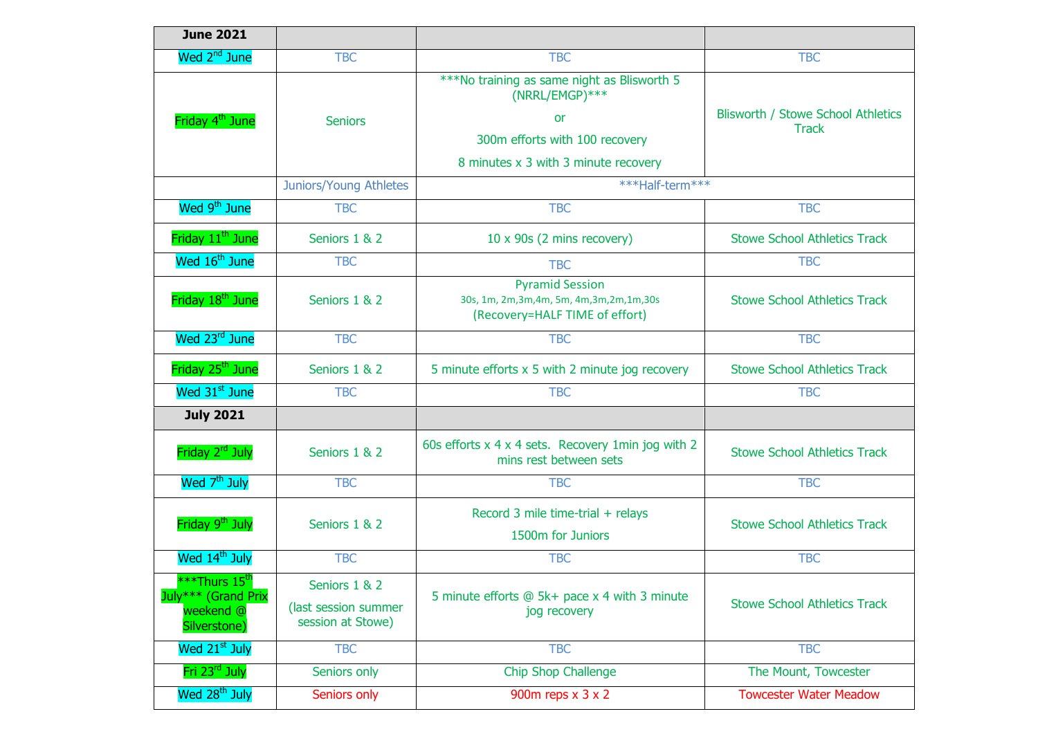| June 2021 | | | |
|---|---|---|---|
| Wed 2nd June | TBC | TBC | TBC |
| Friday 4th June | Seniors | ***No training as same night as Blisworth 5 (NRRL/EMGP)***<br>or<br>300m efforts with 100 recovery<br>8 minutes x 3 with 3 minute recovery | Blisworth / Stowe School Athletics Track |
| | Juniors/Young Athletes | ***Half-term*** | |
| Wed 9th June | TBC | TBC | TBC |
| Friday 11th June | Seniors 1 & 2 | 10 x 90s (2 mins recovery) | Stowe School Athletics Track |
| Wed 16th June | TBC | TBC | TBC |
| Friday 18th June | Seniors 1 & 2 | Pyramid Session<br>30s, 1m, 2m,3m,4m, 5m, 4m,3m,2m,1m,30s<br>(Recovery=HALF TIME of effort) | Stowe School Athletics Track |
| Wed 23rd June | TBC | TBC | TBC |
| Friday 25th June | Seniors 1 & 2 | 5 minute efforts x 5 with 2 minute jog recovery | Stowe School Athletics Track |
| Wed 31st June | TBC | TBC | TBC |
| **July 2021** | | | |
| Friday 2rd July | Seniors 1 & 2 | 60s efforts x 4 x 4 sets. Recovery 1min jog with 2 mins rest between sets | Stowe School Athletics Track |
| Wed 7th July | TBC | TBC | TBC |
| Friday 9th July | Seniors 1 & 2 | Record 3 mile time-trial + relays<br>1500m for Juniors | Stowe School Athletics Track |
| Wed 14th July | TBC | TBC | TBC |
| ***Thurs 15th July*** (Grand Prix weekend @ Silverstone) | Seniors 1 & 2<br>(last session summer session at Stowe) | 5 minute efforts @ 5k+ pace x 4 with 3 minute jog recovery | Stowe School Athletics Track |
| Wed 21st July | TBC | TBC | TBC |
| Fri 23rd July | Seniors only | Chip Shop Challenge | The Mount, Towcester |
| Wed 28th July | Seniors only | 900m reps x 3 x 2 | Towcester Water Meadow |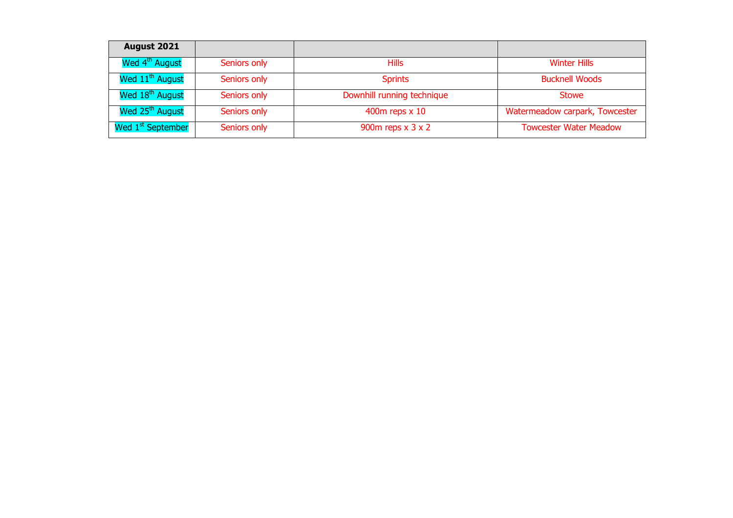| **August 2021** | | | |
|---|---|---|---|
| Wed 4th August | Seniors only | Hills | Winter Hills |
| Wed 11th August | Seniors only | Sprints | Bucknell Woods |
| Wed 18th August | Seniors only | Downhill running technique | Stowe |
| Wed 25th August | Seniors only | 400m reps x 10 | Watermeadow carpark, Towcester |
| Wed 1st September | Seniors only | 900m reps x 3 x 2 | Towcester Water Meadow |